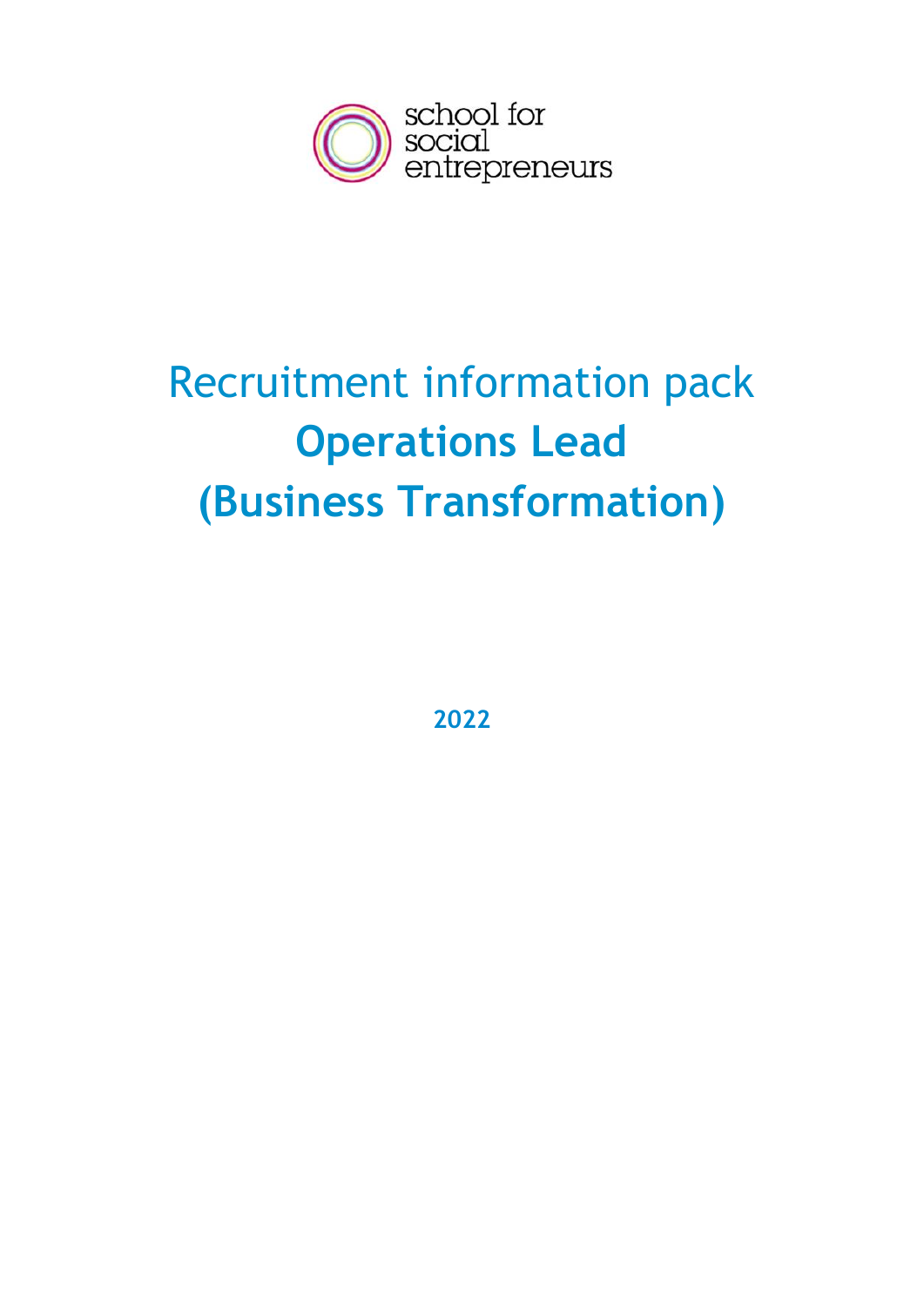school for social entrepreneurs

# Recruitment information pack

# **Operations Lead (Business Transformation)**

**2022**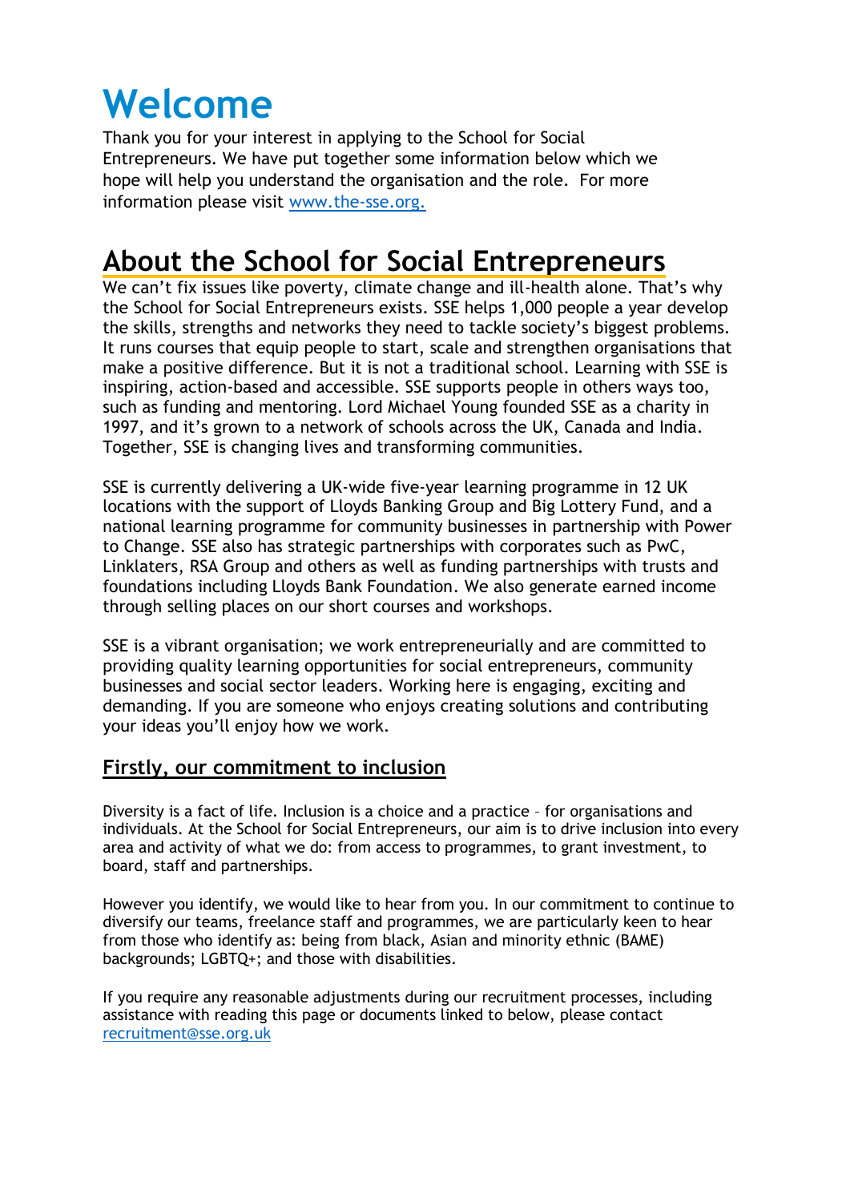# Welcome

Thank you for your interest in applying to the School for Social Entrepreneurs. We have put together some information below which we hope will help you understand the organisation and the role. For more information please visit www.the-sse.org.

## About the School for Social Entrepreneurs

We can't fix issues like poverty, climate change and ill-health alone. That's why the School for Social Entrepreneurs exists. SSE helps 1,000 people a year develop the skills, strengths and networks they need to tackle society's biggest problems. It runs courses that equip people to start, scale and strengthen organisations that make a positive difference. But it is not a traditional school. Learning with SSE is inspiring, action-based and accessible. SSE supports people in others ways too, such as funding and mentoring. Lord Michael Young founded SSE as a charity in 1997, and it's grown to a network of schools across the UK, Canada and India. Together, SSE is changing lives and transforming communities.

SSE is currently delivering a UK-wide five-year learning programme in 12 UK locations with the support of Lloyds Banking Group and Big Lottery Fund, and a national learning programme for community businesses in partnership with Power to Change. SSE also has strategic partnerships with corporates such as PwC, Linklaters, RSA Group and others as well as funding partnerships with trusts and foundations including Lloyds Bank Foundation. We also generate earned income through selling places on our short courses and workshops.

SSE is a vibrant organisation; we work entrepreneurially and are committed to providing quality learning opportunities for social entrepreneurs, community businesses and social sector leaders. Working here is engaging, exciting and demanding. If you are someone who enjoys creating solutions and contributing your ideas you'll enjoy how we work.

### Firstly, our commitment to inclusion

Diversity is a fact of life. Inclusion is a choice and a practice – for organisations and individuals. At the School for Social Entrepreneurs, our aim is to drive inclusion into every area and activity of what we do: from access to programmes, to grant investment, to board, staff and partnerships.

However you identify, we would like to hear from you. In our commitment to continue to diversify our teams, freelance staff and programmes, we are particularly keen to hear from those who identify as: being from black, Asian and minority ethnic (BAME) backgrounds; LGBTQ+; and those with disabilities.

If you require any reasonable adjustments during our recruitment processes, including assistance with reading this page or documents linked to below, please contact recruitment@sse.org.uk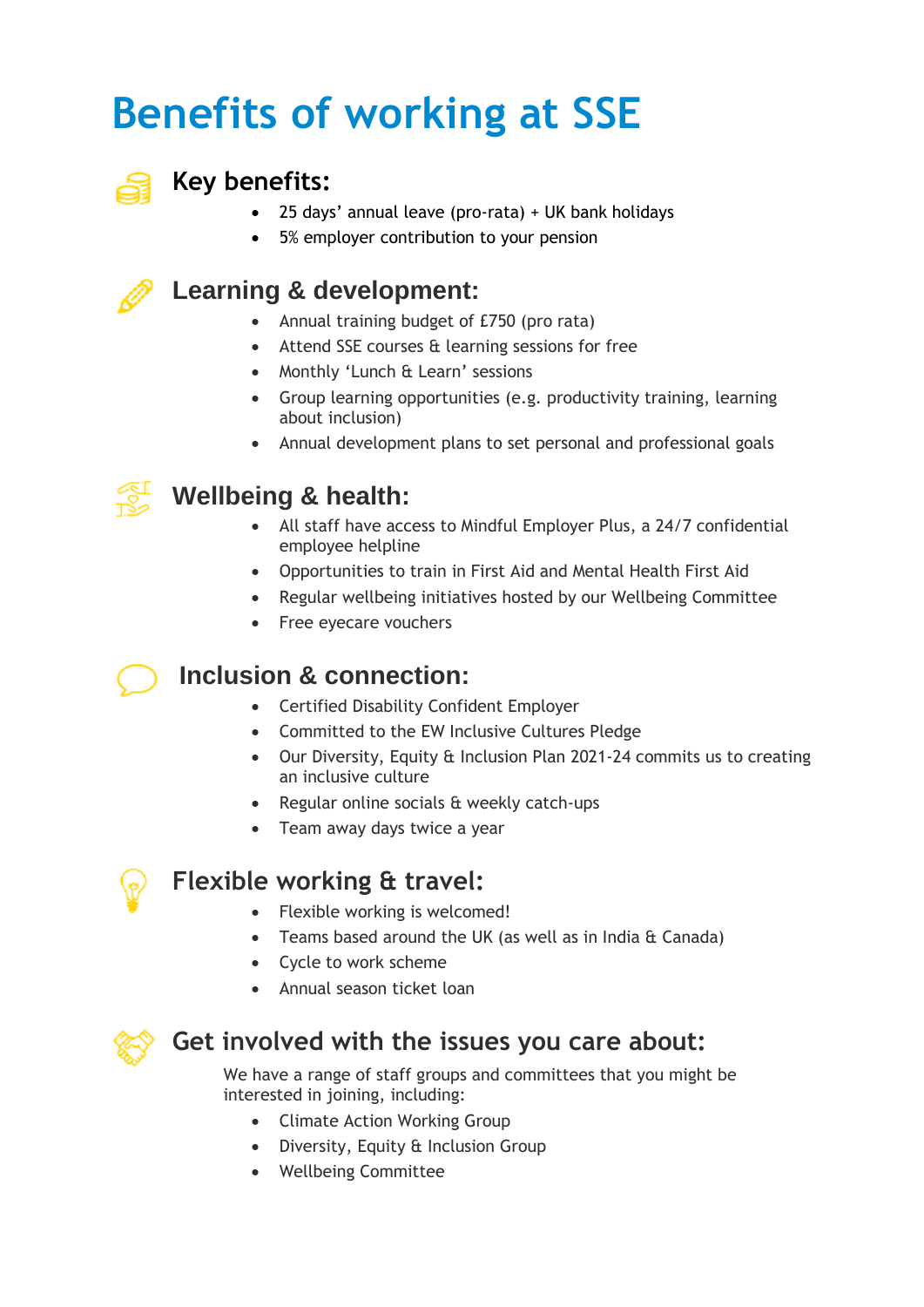# Benefits of working at SSE

## Key benefits:

- 25 days' annual leave (pro-rata) + UK bank holidays
- 5% employer contribution to your pension

## Learning & development:

- Annual training budget of £750 (pro rata)
- Attend SSE courses & learning sessions for free
- Monthly 'Lunch & Learn' sessions
- Group learning opportunities (e.g. productivity training, learning about inclusion)
- Annual development plans to set personal and professional goals

## Wellbeing & health:

- All staff have access to Mindful Employer Plus, a 24/7 confidential employee helpline
- Opportunities to train in First Aid and Mental Health First Aid
- Regular wellbeing initiatives hosted by our Wellbeing Committee
- Free eyecare vouchers

## Inclusion & connection:

- Certified Disability Confident Employer
- Committed to the EW Inclusive Cultures Pledge
- Our Diversity, Equity & Inclusion Plan 2021-24 commits us to creating an inclusive culture
- Regular online socials & weekly catch-ups
- Team away days twice a year

## Flexible working & travel:

- Flexible working is welcomed!
- Teams based around the UK (as well as in India & Canada)
- Cycle to work scheme
- Annual season ticket loan

## Get involved with the issues you care about:

We have a range of staff groups and committees that you might be interested in joining, including:

- Climate Action Working Group
- Diversity, Equity & Inclusion Group
- Wellbeing Committee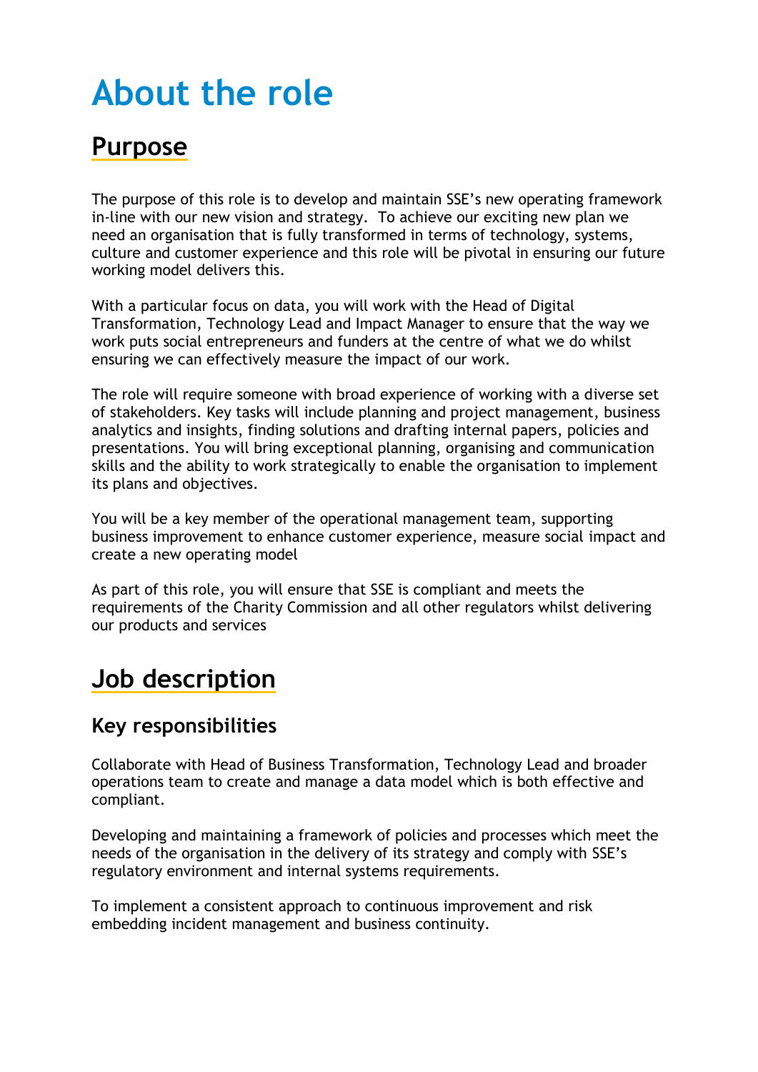# About the role

## Purpose

The purpose of this role is to develop and maintain SSE's new operating framework in-line with our new vision and strategy. To achieve our exciting new plan we need an organisation that is fully transformed in terms of technology, systems, culture and customer experience and this role will be pivotal in ensuring our future working model delivers this.

With a particular focus on data, you will work with the Head of Digital Transformation, Technology Lead and Impact Manager to ensure that the way we work puts social entrepreneurs and funders at the centre of what we do whilst ensuring we can effectively measure the impact of our work.

The role will require someone with broad experience of working with a diverse set of stakeholders. Key tasks will include planning and project management, business analytics and insights, finding solutions and drafting internal papers, policies and presentations. You will bring exceptional planning, organising and communication skills and the ability to work strategically to enable the organisation to implement its plans and objectives.

You will be a key member of the operational management team, supporting business improvement to enhance customer experience, measure social impact and create a new operating model

As part of this role, you will ensure that SSE is compliant and meets the requirements of the Charity Commission and all other regulators whilst delivering our products and services

## Job description

### Key responsibilities

Collaborate with Head of Business Transformation, Technology Lead and broader operations team to create and manage a data model which is both effective and compliant.

Developing and maintaining a framework of policies and processes which meet the needs of the organisation in the delivery of its strategy and comply with SSE's regulatory environment and internal systems requirements.

To implement a consistent approach to continuous improvement and risk embedding incident management and business continuity.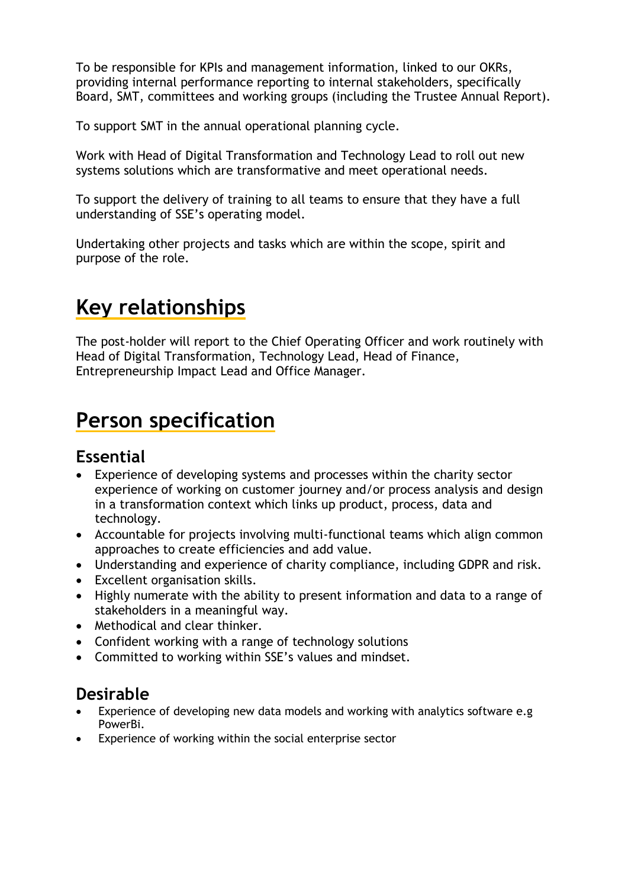To be responsible for KPIs and management information, linked to our OKRs, providing internal performance reporting to internal stakeholders, specifically Board, SMT, committees and working groups (including the Trustee Annual Report).

To support SMT in the annual operational planning cycle.

Work with Head of Digital Transformation and Technology Lead to roll out new systems solutions which are transformative and meet operational needs.

To support the delivery of training to all teams to ensure that they have a full understanding of SSE's operating model.

Undertaking other projects and tasks which are within the scope, spirit and purpose of the role.

# Key relationships

The post-holder will report to the Chief Operating Officer and work routinely with Head of Digital Transformation, Technology Lead, Head of Finance, Entrepreneurship Impact Lead and Office Manager.

# Person specification

## Essential

- Experience of developing systems and processes within the charity sector experience of working on customer journey and/or process analysis and design in a transformation context which links up product, process, data and technology.
- Accountable for projects involving multi-functional teams which align common approaches to create efficiencies and add value.
- Understanding and experience of charity compliance, including GDPR and risk.
- Excellent organisation skills.
- Highly numerate with the ability to present information and data to a range of stakeholders in a meaningful way.
- Methodical and clear thinker.
- Confident working with a range of technology solutions
- Committed to working within SSE's values and mindset.

## Desirable

- Experience of developing new data models and working with analytics software e.g PowerBi.
- Experience of working within the social enterprise sector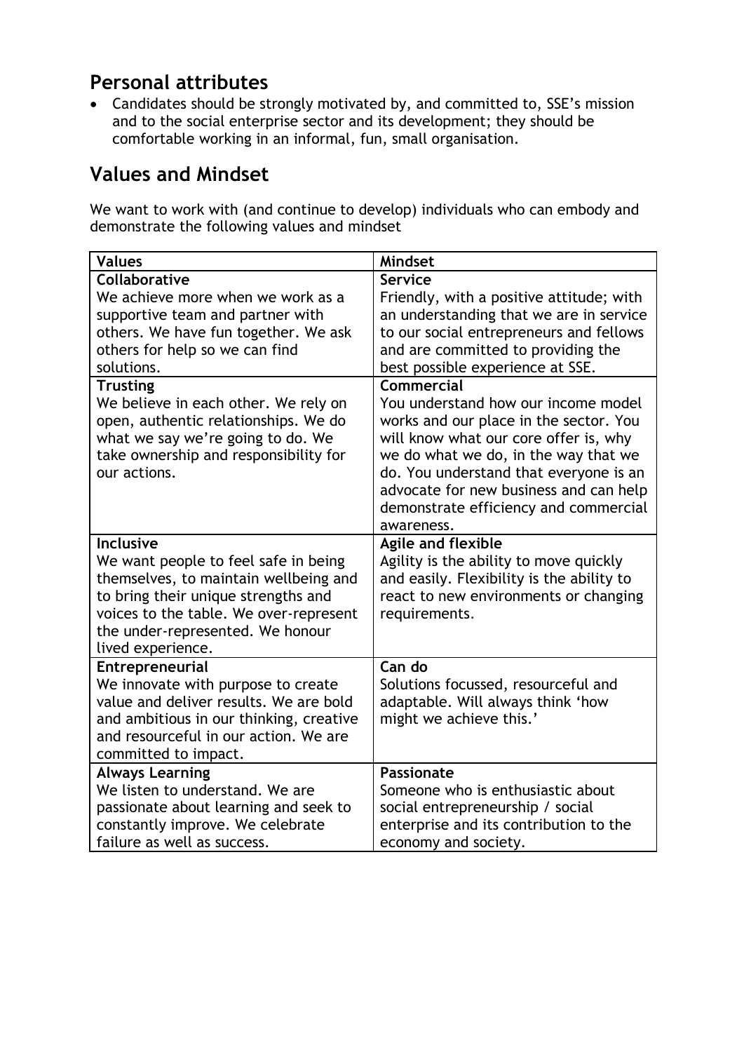## Personal attributes

- Candidates should be strongly motivated by, and committed to, SSE's mission and to the social enterprise sector and its development; they should be comfortable working in an informal, fun, small organisation.

## Values and Mindset

We want to work with (and continue to develop) individuals who can embody and demonstrate the following values and mindset

| Values | Mindset |
|---|---|
| **Collaborative**<br>We achieve more when we work as a supportive team and partner with others. We have fun together. We ask others for help so we can find solutions. | **Service**<br>Friendly, with a positive attitude; with an understanding that we are in service to our social entrepreneurs and fellows and are committed to providing the best possible experience at SSE. |
| **Trusting**<br>We believe in each other. We rely on open, authentic relationships. We do what we say we're going to do. We take ownership and responsibility for our actions. | **Commercial**<br>You understand how our income model works and our place in the sector. You will know what our core offer is, why we do what we do, in the way that we do. You understand that everyone is an advocate for new business and can help demonstrate efficiency and commercial awareness. |
| **Inclusive**<br>We want people to feel safe in being themselves, to maintain wellbeing and to bring their unique strengths and voices to the table. We over-represent the under-represented. We honour lived experience. | **Agile and flexible**<br>Agility is the ability to move quickly and easily. Flexibility is the ability to react to new environments or changing requirements. |
| **Entrepreneurial**<br>We innovate with purpose to create value and deliver results. We are bold and ambitious in our thinking, creative and resourceful in our action. We are committed to impact. | **Can do**<br>Solutions focussed, resourceful and adaptable. Will always think 'how might we achieve this.' |
| **Always Learning**<br>We listen to understand. We are passionate about learning and seek to constantly improve. We celebrate failure as well as success. | **Passionate**<br>Someone who is enthusiastic about social entrepreneurship / social enterprise and its contribution to the economy and society. |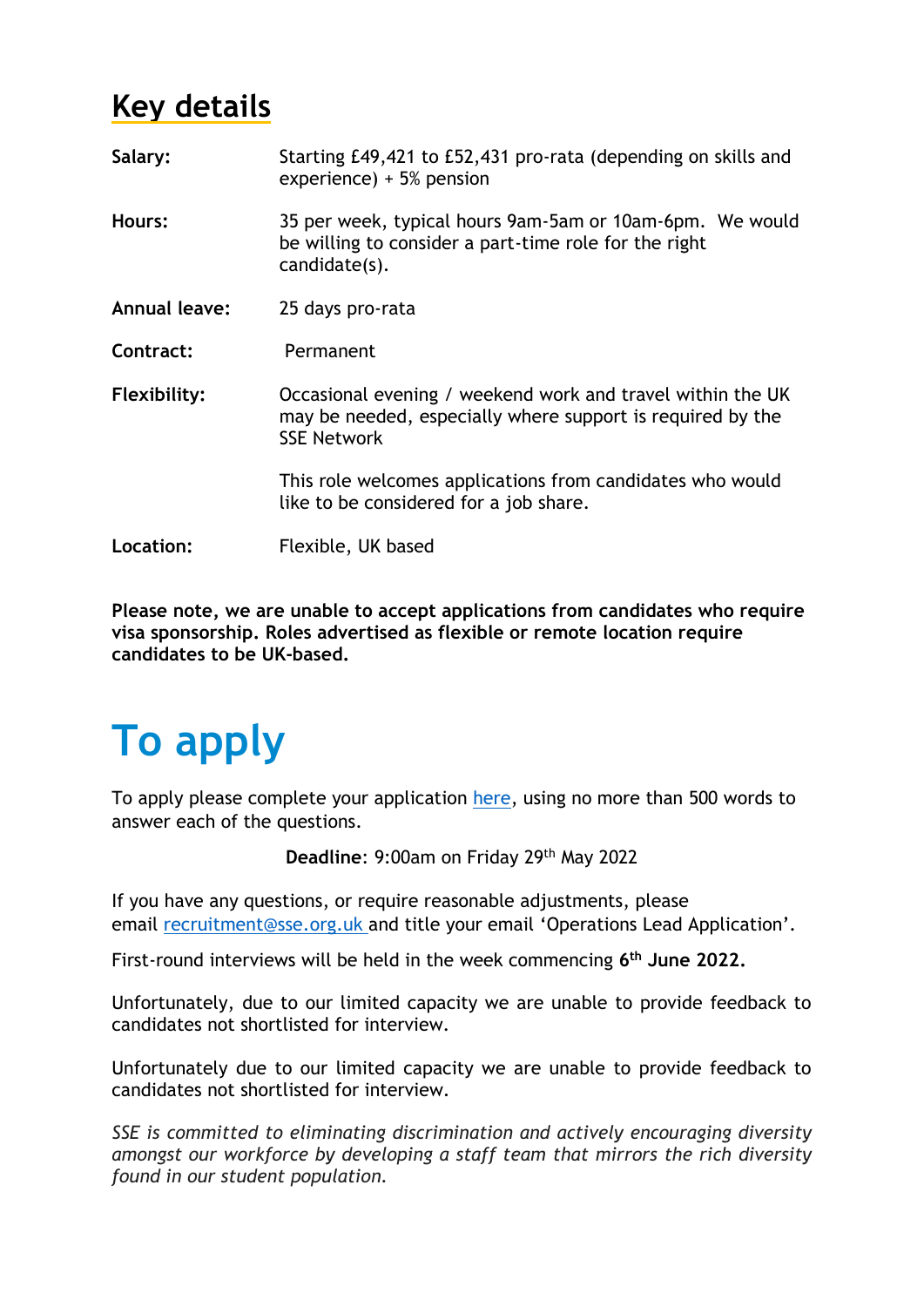## Key details

| | |
|---|---|
| **Salary:** | Starting £49,421 to £52,431 pro-rata (depending on skills and experience) + 5% pension |
| **Hours:** | 35 per week, typical hours 9am-5am or 10am-6pm. We would be willing to consider a part-time role for the right candidate(s). |
| **Annual leave:** | 25 days pro-rata |
| **Contract:** | Permanent |
| **Flexibility:** | Occasional evening / weekend work and travel within the UK may be needed, especially where support is required by the SSE Network<br><br>This role welcomes applications from candidates who would like to be considered for a job share. |
| **Location:** | Flexible, UK based |

**Please note, we are unable to accept applications from candidates who require visa sponsorship. Roles advertised as flexible or remote location require candidates to be UK-based.**

# To apply

To apply please complete your application here, using no more than 500 words to answer each of the questions.

**Deadline**: 9:00am on Friday 29th May 2022

If you have any questions, or require reasonable adjustments, please email recruitment@sse.org.uk and title your email 'Operations Lead Application'.

First-round interviews will be held in the week commencing **6th June 2022.**

Unfortunately, due to our limited capacity we are unable to provide feedback to candidates not shortlisted for interview.

Unfortunately due to our limited capacity we are unable to provide feedback to candidates not shortlisted for interview.

*SSE is committed to eliminating discrimination and actively encouraging diversity amongst our workforce by developing a staff team that mirrors the rich diversity found in our student population.*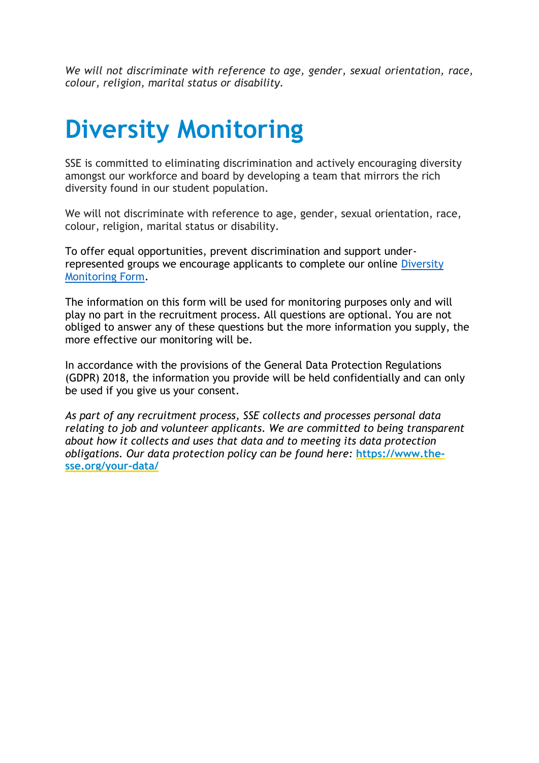*We will not discriminate with reference to age, gender, sexual orientation, race, colour, religion, marital status or disability.*

# Diversity Monitoring

SSE is committed to eliminating discrimination and actively encouraging diversity amongst our workforce and board by developing a team that mirrors the rich diversity found in our student population.

We will not discriminate with reference to age, gender, sexual orientation, race, colour, religion, marital status or disability.

To offer equal opportunities, prevent discrimination and support under-represented groups we encourage applicants to complete our online Diversity Monitoring Form.

The information on this form will be used for monitoring purposes only and will play no part in the recruitment process. All questions are optional. You are not obliged to answer any of these questions but the more information you supply, the more effective our monitoring will be.

In accordance with the provisions of the General Data Protection Regulations (GDPR) 2018, the information you provide will be held confidentially and can only be used if you give us your consent.

*As part of any recruitment process, SSE collects and processes personal data relating to job and volunteer applicants. We are committed to being transparent about how it collects and uses that data and to meeting its data protection obligations. Our data protection policy can be found here:* **https://www.the-sse.org/your-data/**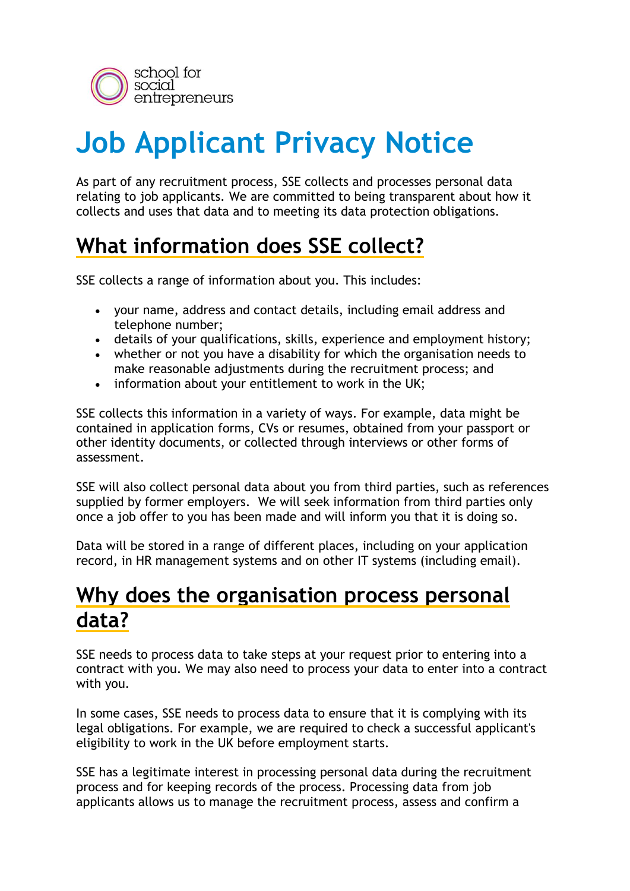# Job Applicant Privacy Notice

As part of any recruitment process, SSE collects and processes personal data relating to job applicants. We are committed to being transparent about how it collects and uses that data and to meeting its data protection obligations.

## What information does SSE collect?

SSE collects a range of information about you. This includes:

- your name, address and contact details, including email address and telephone number;
- details of your qualifications, skills, experience and employment history;
- whether or not you have a disability for which the organisation needs to make reasonable adjustments during the recruitment process; and
- information about your entitlement to work in the UK;

SSE collects this information in a variety of ways. For example, data might be contained in application forms, CVs or resumes, obtained from your passport or other identity documents, or collected through interviews or other forms of assessment.

SSE will also collect personal data about you from third parties, such as references supplied by former employers. We will seek information from third parties only once a job offer to you has been made and will inform you that it is doing so.

Data will be stored in a range of different places, including on your application record, in HR management systems and on other IT systems (including email).

## Why does the organisation process personal data?

SSE needs to process data to take steps at your request prior to entering into a contract with you. We may also need to process your data to enter into a contract with you.

In some cases, SSE needs to process data to ensure that it is complying with its legal obligations. For example, we are required to check a successful applicant's eligibility to work in the UK before employment starts.

SSE has a legitimate interest in processing personal data during the recruitment process and for keeping records of the process. Processing data from job applicants allows us to manage the recruitment process, assess and confirm a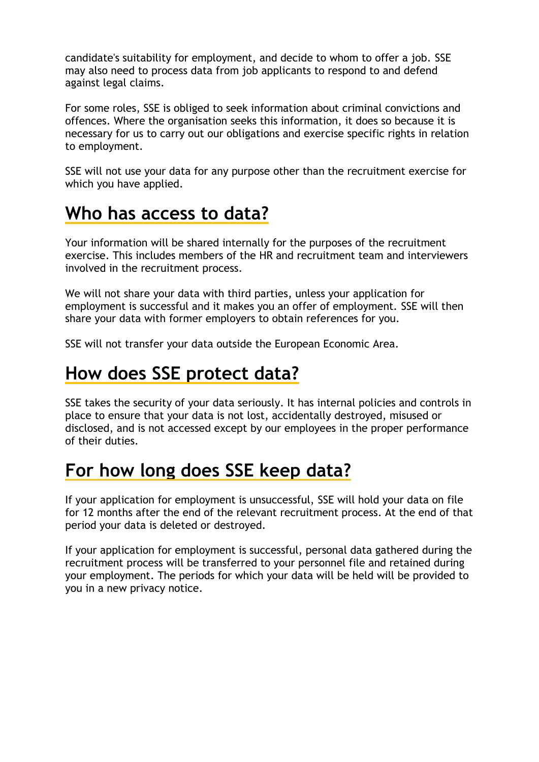candidate's suitability for employment, and decide to whom to offer a job. SSE may also need to process data from job applicants to respond to and defend against legal claims.

For some roles, SSE is obliged to seek information about criminal convictions and offences. Where the organisation seeks this information, it does so because it is necessary for us to carry out our obligations and exercise specific rights in relation to employment.

SSE will not use your data for any purpose other than the recruitment exercise for which you have applied.

## Who has access to data?

Your information will be shared internally for the purposes of the recruitment exercise. This includes members of the HR and recruitment team and interviewers involved in the recruitment process.

We will not share your data with third parties, unless your application for employment is successful and it makes you an offer of employment. SSE will then share your data with former employers to obtain references for you.

SSE will not transfer your data outside the European Economic Area.

## How does SSE protect data?

SSE takes the security of your data seriously. It has internal policies and controls in place to ensure that your data is not lost, accidentally destroyed, misused or disclosed, and is not accessed except by our employees in the proper performance of their duties.

## For how long does SSE keep data?

If your application for employment is unsuccessful, SSE will hold your data on file for 12 months after the end of the relevant recruitment process. At the end of that period your data is deleted or destroyed.

If your application for employment is successful, personal data gathered during the recruitment process will be transferred to your personnel file and retained during your employment. The periods for which your data will be held will be provided to you in a new privacy notice.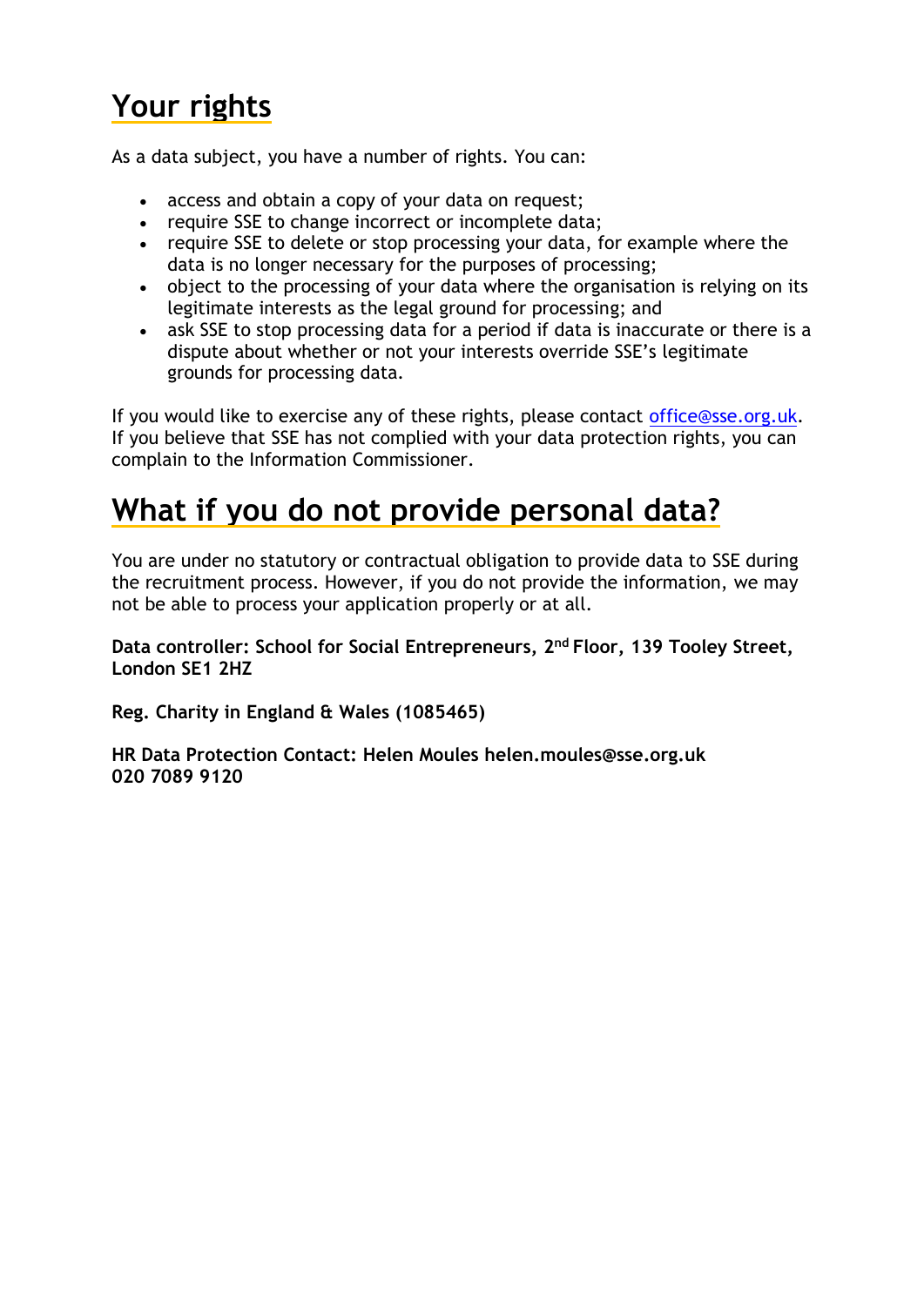## Your rights

As a data subject, you have a number of rights. You can:

- access and obtain a copy of your data on request;
- require SSE to change incorrect or incomplete data;
- require SSE to delete or stop processing your data, for example where the data is no longer necessary for the purposes of processing;
- object to the processing of your data where the organisation is relying on its legitimate interests as the legal ground for processing; and
- ask SSE to stop processing data for a period if data is inaccurate or there is a dispute about whether or not your interests override SSE's legitimate grounds for processing data.

If you would like to exercise any of these rights, please contact office@sse.org.uk. If you believe that SSE has not complied with your data protection rights, you can complain to the Information Commissioner.

## What if you do not provide personal data?

You are under no statutory or contractual obligation to provide data to SSE during the recruitment process. However, if you do not provide the information, we may not be able to process your application properly or at all.

**Data controller: School for Social Entrepreneurs, 2nd Floor, 139 Tooley Street, London SE1 2HZ**

**Reg. Charity in England & Wales (1085465)**

**HR Data Protection Contact: Helen Moules helen.moules@sse.org.uk 020 7089 9120**